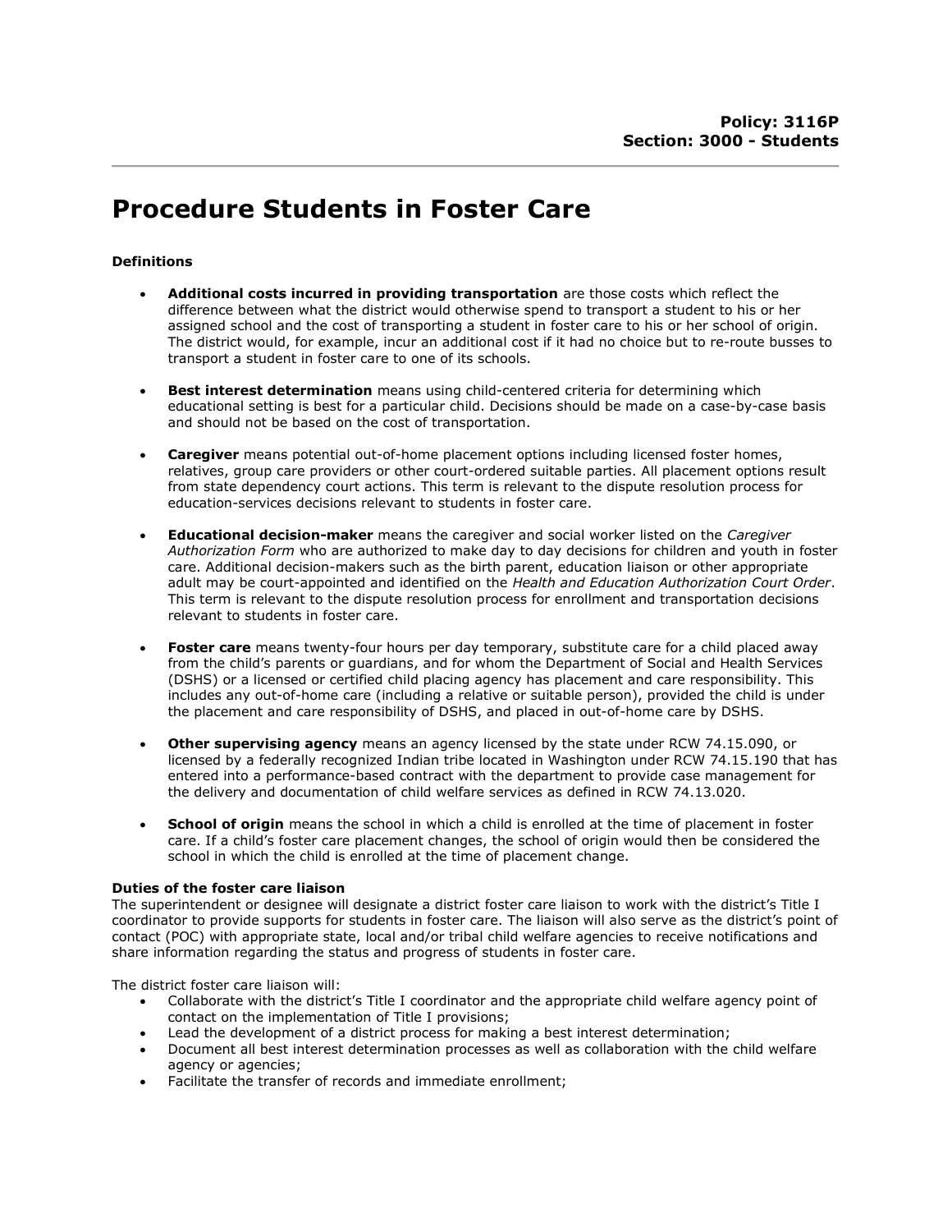**Policy: 3116P**
**Section: 3000 - Students**

# Procedure Students in Foster Care

**Definitions**

- **Additional costs incurred in providing transportation** are those costs which reflect the difference between what the district would otherwise spend to transport a student to his or her assigned school and the cost of transporting a student in foster care to his or her school of origin. The district would, for example, incur an additional cost if it had no choice but to re-route busses to transport a student in foster care to one of its schools.

- **Best interest determination** means using child-centered criteria for determining which educational setting is best for a particular child. Decisions should be made on a case-by-case basis and should not be based on the cost of transportation.

- **Caregiver** means potential out-of-home placement options including licensed foster homes, relatives, group care providers or other court-ordered suitable parties. All placement options result from state dependency court actions. This term is relevant to the dispute resolution process for education-services decisions relevant to students in foster care.

- **Educational decision-maker** means the caregiver and social worker listed on the *Caregiver Authorization Form* who are authorized to make day to day decisions for children and youth in foster care. Additional decision-makers such as the birth parent, education liaison or other appropriate adult may be court-appointed and identified on the *Health and Education Authorization Court Order*. This term is relevant to the dispute resolution process for enrollment and transportation decisions relevant to students in foster care.

- **Foster care** means twenty-four hours per day temporary, substitute care for a child placed away from the child's parents or guardians, and for whom the Department of Social and Health Services (DSHS) or a licensed or certified child placing agency has placement and care responsibility. This includes any out-of-home care (including a relative or suitable person), provided the child is under the placement and care responsibility of DSHS, and placed in out-of-home care by DSHS.

- **Other supervising agency** means an agency licensed by the state under RCW 74.15.090, or licensed by a federally recognized Indian tribe located in Washington under RCW 74.15.190 that has entered into a performance-based contract with the department to provide case management for the delivery and documentation of child welfare services as defined in RCW 74.13.020.

- **School of origin** means the school in which a child is enrolled at the time of placement in foster care. If a child's foster care placement changes, the school of origin would then be considered the school in which the child is enrolled at the time of placement change.

**Duties of the foster care liaison**

The superintendent or designee will designate a district foster care liaison to work with the district's Title I coordinator to provide supports for students in foster care. The liaison will also serve as the district's point of contact (POC) with appropriate state, local and/or tribal child welfare agencies to receive notifications and share information regarding the status and progress of students in foster care.

The district foster care liaison will:

- Collaborate with the district's Title I coordinator and the appropriate child welfare agency point of contact on the implementation of Title I provisions;
- Lead the development of a district process for making a best interest determination;
- Document all best interest determination processes as well as collaboration with the child welfare agency or agencies;
- Facilitate the transfer of records and immediate enrollment;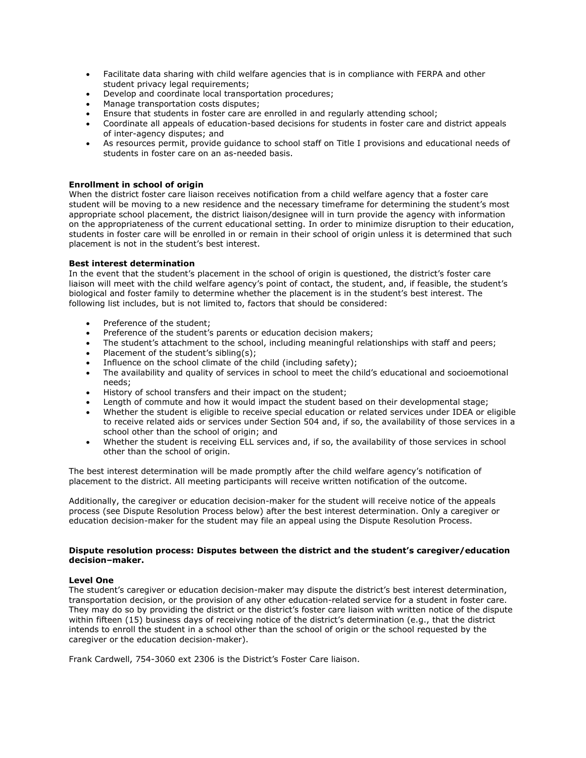- Facilitate data sharing with child welfare agencies that is in compliance with FERPA and other student privacy legal requirements;
- Develop and coordinate local transportation procedures;
- Manage transportation costs disputes;
- Ensure that students in foster care are enrolled in and regularly attending school;
- Coordinate all appeals of education-based decisions for students in foster care and district appeals of inter-agency disputes; and
- As resources permit, provide guidance to school staff on Title I provisions and educational needs of students in foster care on an as-needed basis.

**Enrollment in school of origin**

When the district foster care liaison receives notification from a child welfare agency that a foster care student will be moving to a new residence and the necessary timeframe for determining the student's most appropriate school placement, the district liaison/designee will in turn provide the agency with information on the appropriateness of the current educational setting. In order to minimize disruption to their education, students in foster care will be enrolled in or remain in their school of origin unless it is determined that such placement is not in the student's best interest.

**Best interest determination**

In the event that the student's placement in the school of origin is questioned, the district's foster care liaison will meet with the child welfare agency's point of contact, the student, and, if feasible, the student's biological and foster family to determine whether the placement is in the student's best interest. The following list includes, but is not limited to, factors that should be considered:

- Preference of the student;
- Preference of the student's parents or education decision makers;
- The student's attachment to the school, including meaningful relationships with staff and peers;
- Placement of the student's sibling(s);
- Influence on the school climate of the child (including safety);
- The availability and quality of services in school to meet the child's educational and socioemotional needs;
- History of school transfers and their impact on the student;
- Length of commute and how it would impact the student based on their developmental stage;
- Whether the student is eligible to receive special education or related services under IDEA or eligible to receive related aids or services under Section 504 and, if so, the availability of those services in a school other than the school of origin; and
- Whether the student is receiving ELL services and, if so, the availability of those services in school other than the school of origin.

The best interest determination will be made promptly after the child welfare agency's notification of placement to the district. All meeting participants will receive written notification of the outcome.

Additionally, the caregiver or education decision-maker for the student will receive notice of the appeals process (see Dispute Resolution Process below) after the best interest determination. Only a caregiver or education decision-maker for the student may file an appeal using the Dispute Resolution Process.

**Dispute resolution process: Disputes between the district and the student's caregiver/education decision–maker.**

**Level One**

The student's caregiver or education decision-maker may dispute the district's best interest determination, transportation decision, or the provision of any other education-related service for a student in foster care. They may do so by providing the district or the district's foster care liaison with written notice of the dispute within fifteen (15) business days of receiving notice of the district's determination (e.g., that the district intends to enroll the student in a school other than the school of origin or the school requested by the caregiver or the education decision-maker).

Frank Cardwell, 754-3060 ext 2306 is the District's Foster Care liaison.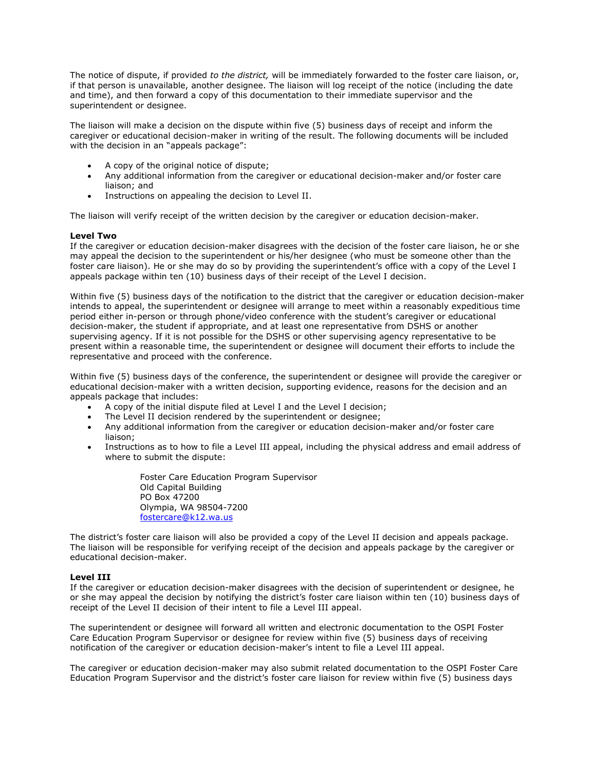The notice of dispute, if provided *to the district,* will be immediately forwarded to the foster care liaison, or, if that person is unavailable, another designee. The liaison will log receipt of the notice (including the date and time), and then forward a copy of this documentation to their immediate supervisor and the superintendent or designee.

The liaison will make a decision on the dispute within five (5) business days of receipt and inform the caregiver or educational decision-maker in writing of the result. The following documents will be included with the decision in an "appeals package":

- A copy of the original notice of dispute;
- Any additional information from the caregiver or educational decision-maker and/or foster care liaison; and
- Instructions on appealing the decision to Level II.

The liaison will verify receipt of the written decision by the caregiver or education decision-maker.

**Level Two**
If the caregiver or education decision-maker disagrees with the decision of the foster care liaison, he or she may appeal the decision to the superintendent or his/her designee (who must be someone other than the foster care liaison). He or she may do so by providing the superintendent's office with a copy of the Level I appeals package within ten (10) business days of their receipt of the Level I decision.

Within five (5) business days of the notification to the district that the caregiver or education decision-maker intends to appeal, the superintendent or designee will arrange to meet within a reasonably expeditious time period either in-person or through phone/video conference with the student's caregiver or educational decision-maker, the student if appropriate, and at least one representative from DSHS or another supervising agency. If it is not possible for the DSHS or other supervising agency representative to be present within a reasonable time, the superintendent or designee will document their efforts to include the representative and proceed with the conference.

Within five (5) business days of the conference, the superintendent or designee will provide the caregiver or educational decision-maker with a written decision, supporting evidence, reasons for the decision and an appeals package that includes:

- A copy of the initial dispute filed at Level I and the Level I decision;
- The Level II decision rendered by the superintendent or designee;
- Any additional information from the caregiver or education decision-maker and/or foster care liaison;
- Instructions as to how to file a Level III appeal, including the physical address and email address of where to submit the dispute:

  Foster Care Education Program Supervisor
  Old Capital Building
  PO Box 47200
  Olympia, WA 98504-7200
  fostercare@k12.wa.us

The district's foster care liaison will also be provided a copy of the Level II decision and appeals package. The liaison will be responsible for verifying receipt of the decision and appeals package by the caregiver or educational decision-maker.

**Level III**
If the caregiver or education decision-maker disagrees with the decision of superintendent or designee, he or she may appeal the decision by notifying the district's foster care liaison within ten (10) business days of receipt of the Level II decision of their intent to file a Level III appeal.

The superintendent or designee will forward all written and electronic documentation to the OSPI Foster Care Education Program Supervisor or designee for review within five (5) business days of receiving notification of the caregiver or education decision-maker's intent to file a Level III appeal.

The caregiver or education decision-maker may also submit related documentation to the OSPI Foster Care Education Program Supervisor and the district's foster care liaison for review within five (5) business days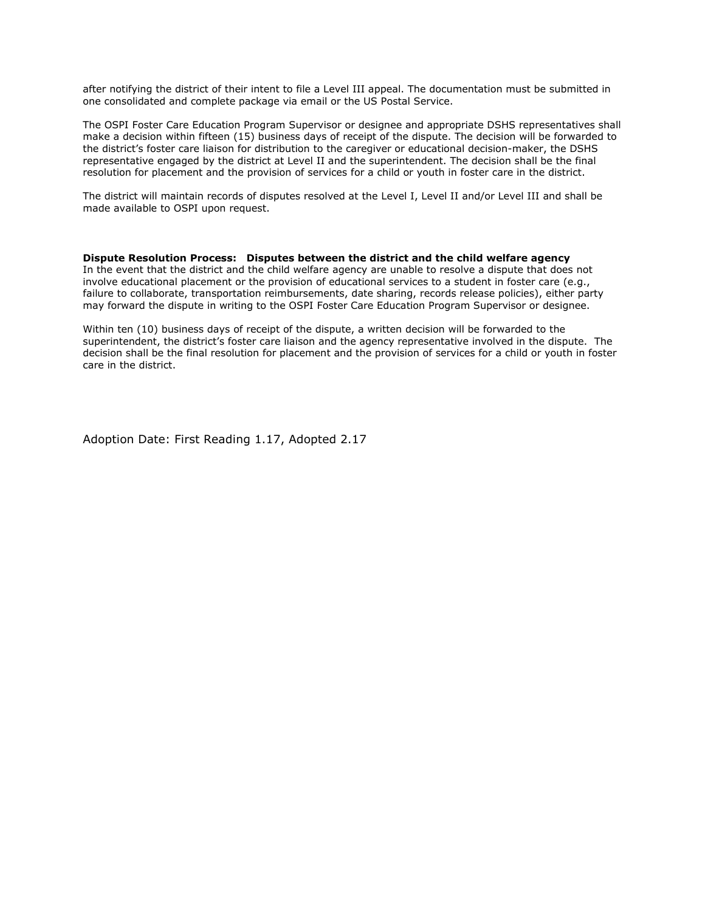after notifying the district of their intent to file a Level III appeal. The documentation must be submitted in one consolidated and complete package via email or the US Postal Service.

The OSPI Foster Care Education Program Supervisor or designee and appropriate DSHS representatives shall make a decision within fifteen (15) business days of receipt of the dispute. The decision will be forwarded to the district's foster care liaison for distribution to the caregiver or educational decision-maker, the DSHS representative engaged by the district at Level II and the superintendent. The decision shall be the final resolution for placement and the provision of services for a child or youth in foster care in the district.

The district will maintain records of disputes resolved at the Level I, Level II and/or Level III and shall be made available to OSPI upon request.

**Dispute Resolution Process: Disputes between the district and the child welfare agency**
In the event that the district and the child welfare agency are unable to resolve a dispute that does not involve educational placement or the provision of educational services to a student in foster care (e.g., failure to collaborate, transportation reimbursements, date sharing, records release policies), either party may forward the dispute in writing to the OSPI Foster Care Education Program Supervisor or designee.

Within ten (10) business days of receipt of the dispute, a written decision will be forwarded to the superintendent, the district's foster care liaison and the agency representative involved in the dispute. The decision shall be the final resolution for placement and the provision of services for a child or youth in foster care in the district.

Adoption Date: First Reading 1.17, Adopted 2.17